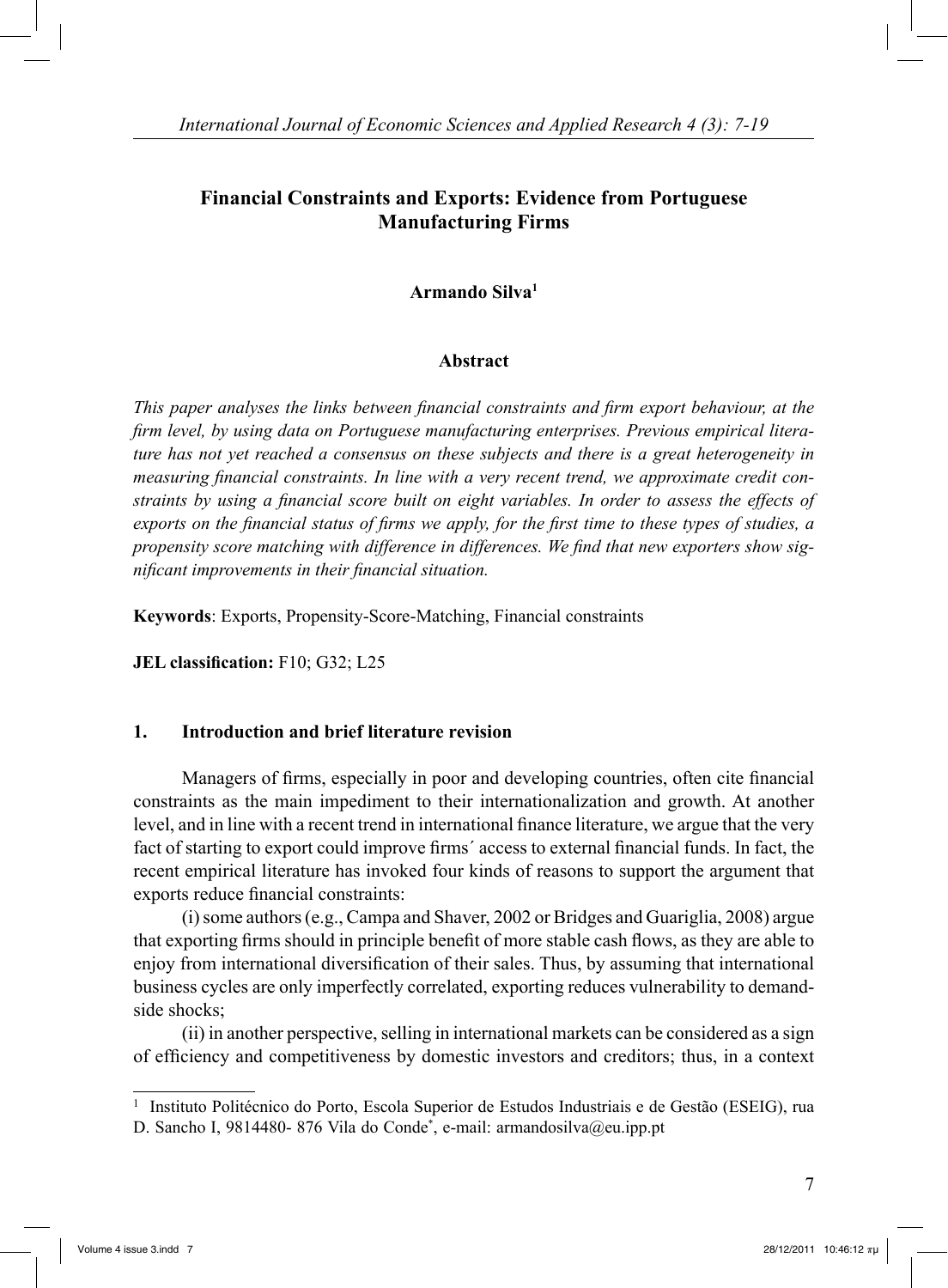# Financial Constraints and Exports: Evidence from Portuguese Manufacturing Firms

**Armando Silva[1]**

### Abstract

*This paper analyses the links between financial constraints and firm export behaviour, at the firm level, by using data on Portuguese manufacturing enterprises. Previous empirical literature has not yet reached a consensus on these subjects and there is a great heterogeneity in measuring financial constraints. In line with a very recent trend, we approximate credit constraints by using a financial score built on eight variables. In order to assess the effects of exports on the financial status of firms we apply, for the first time to these types of studies, a propensity score matching with difference in differences. We find that new exporters show significant improvements in their financial situation.*

**Keywords**: Exports, Propensity-Score-Matching, Financial constraints

**JEL classification:** F10; G32; L25

## 1. Introduction and brief literature revision

Managers of firms, especially in poor and developing countries, often cite financial constraints as the main impediment to their internationalization and growth. At another level, and in line with a recent trend in international finance literature, we argue that the very fact of starting to export could improve firms´ access to external financial funds. In fact, the recent empirical literature has invoked four kinds of reasons to support the argument that exports reduce financial constraints:

(i) some authors (e.g., Campa and Shaver, 2002 or Bridges and Guariglia, 2008) argue that exporting firms should in principle benefit of more stable cash flows, as they are able to enjoy from international diversification of their sales. Thus, by assuming that international business cycles are only imperfectly correlated, exporting reduces vulnerability to demand-side shocks;

(ii) in another perspective, selling in international markets can be considered as a sign of efficiency and competitiveness by domestic investors and creditors; thus, in a context

---

[1] Instituto Politécnico do Porto, Escola Superior de Estudos Industriais e de Gestão (ESEIG), rua D. Sancho I, 9814480- 876 Vila do Conde*, e-mail: armandosilva@eu.ipp.pt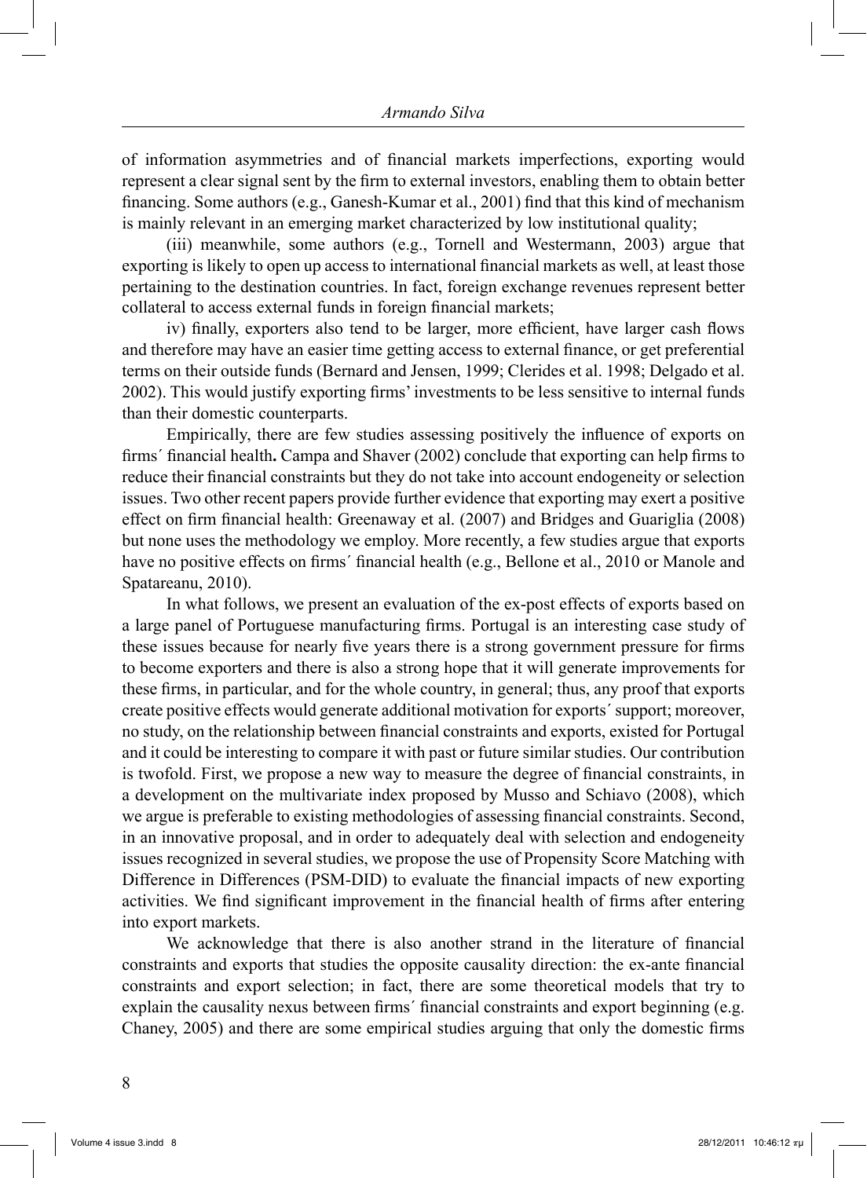of information asymmetries and of financial markets imperfections, exporting would represent a clear signal sent by the firm to external investors, enabling them to obtain better financing. Some authors (e.g., Ganesh-Kumar et al., 2001) find that this kind of mechanism is mainly relevant in an emerging market characterized by low institutional quality;

(iii) meanwhile, some authors (e.g., Tornell and Westermann, 2003) argue that exporting is likely to open up access to international financial markets as well, at least those pertaining to the destination countries. In fact, foreign exchange revenues represent better collateral to access external funds in foreign financial markets;

iv) finally, exporters also tend to be larger, more efficient, have larger cash flows and therefore may have an easier time getting access to external finance, or get preferential terms on their outside funds (Bernard and Jensen, 1999; Clerides et al. 1998; Delgado et al. 2002). This would justify exporting firms' investments to be less sensitive to internal funds than their domestic counterparts.

Empirically, there are few studies assessing positively the influence of exports on firms´ financial health**.** Campa and Shaver (2002) conclude that exporting can help firms to reduce their financial constraints but they do not take into account endogeneity or selection issues. Two other recent papers provide further evidence that exporting may exert a positive effect on firm financial health: Greenaway et al. (2007) and Bridges and Guariglia (2008) but none uses the methodology we employ. More recently, a few studies argue that exports have no positive effects on firms´ financial health (e.g., Bellone et al., 2010 or Manole and Spatareanu, 2010).

In what follows, we present an evaluation of the ex-post effects of exports based on a large panel of Portuguese manufacturing firms. Portugal is an interesting case study of these issues because for nearly five years there is a strong government pressure for firms to become exporters and there is also a strong hope that it will generate improvements for these firms, in particular, and for the whole country, in general; thus, any proof that exports create positive effects would generate additional motivation for exports´ support; moreover, no study, on the relationship between financial constraints and exports, existed for Portugal and it could be interesting to compare it with past or future similar studies. Our contribution is twofold. First, we propose a new way to measure the degree of financial constraints, in a development on the multivariate index proposed by Musso and Schiavo (2008), which we argue is preferable to existing methodologies of assessing financial constraints. Second, in an innovative proposal, and in order to adequately deal with selection and endogeneity issues recognized in several studies, we propose the use of Propensity Score Matching with Difference in Differences (PSM-DID) to evaluate the financial impacts of new exporting activities. We find significant improvement in the financial health of firms after entering into export markets.

We acknowledge that there is also another strand in the literature of financial constraints and exports that studies the opposite causality direction: the ex-ante financial constraints and export selection; in fact, there are some theoretical models that try to explain the causality nexus between firms´ financial constraints and export beginning (e.g. Chaney, 2005) and there are some empirical studies arguing that only the domestic firms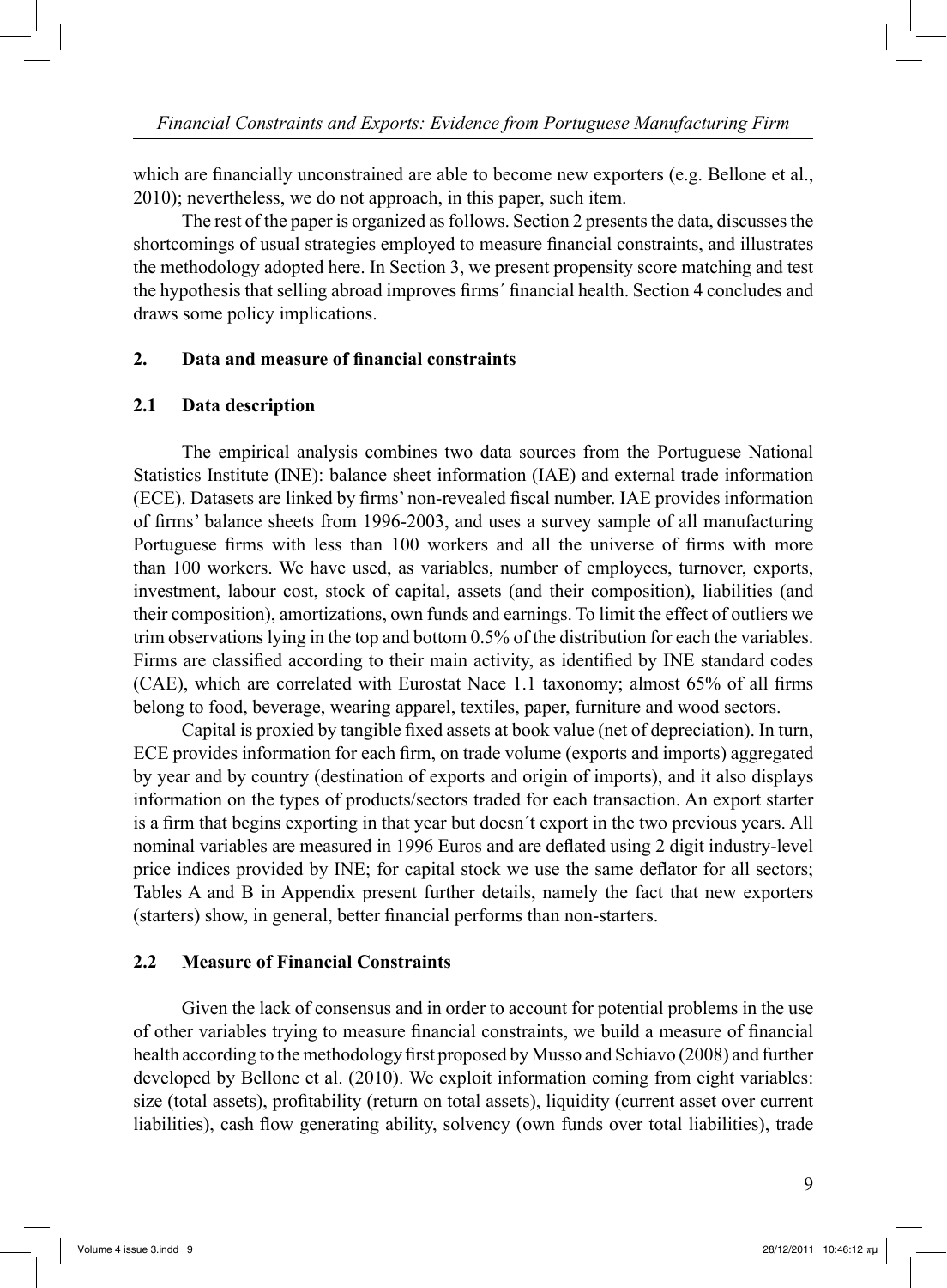which are financially unconstrained are able to become new exporters (e.g. Bellone et al., 2010); nevertheless, we do not approach, in this paper, such item.

The rest of the paper is organized as follows. Section 2 presents the data, discusses the shortcomings of usual strategies employed to measure financial constraints, and illustrates the methodology adopted here. In Section 3, we present propensity score matching and test the hypothesis that selling abroad improves firms´ financial health. Section 4 concludes and draws some policy implications.

## 2. Data and measure of financial constraints

### 2.1 Data description

The empirical analysis combines two data sources from the Portuguese National Statistics Institute (INE): balance sheet information (IAE) and external trade information (ECE). Datasets are linked by firms' non-revealed fiscal number. IAE provides information of firms' balance sheets from 1996-2003, and uses a survey sample of all manufacturing Portuguese firms with less than 100 workers and all the universe of firms with more than 100 workers. We have used, as variables, number of employees, turnover, exports, investment, labour cost, stock of capital, assets (and their composition), liabilities (and their composition), amortizations, own funds and earnings. To limit the effect of outliers we trim observations lying in the top and bottom 0.5% of the distribution for each the variables. Firms are classified according to their main activity, as identified by INE standard codes (CAE), which are correlated with Eurostat Nace 1.1 taxonomy; almost 65% of all firms belong to food, beverage, wearing apparel, textiles, paper, furniture and wood sectors.

Capital is proxied by tangible fixed assets at book value (net of depreciation). In turn, ECE provides information for each firm, on trade volume (exports and imports) aggregated by year and by country (destination of exports and origin of imports), and it also displays information on the types of products/sectors traded for each transaction. An export starter is a firm that begins exporting in that year but doesn´t export in the two previous years. All nominal variables are measured in 1996 Euros and are deflated using 2 digit industry-level price indices provided by INE; for capital stock we use the same deflator for all sectors; Tables A and B in Appendix present further details, namely the fact that new exporters (starters) show, in general, better financial performs than non-starters.

### 2.2 Measure of Financial Constraints

Given the lack of consensus and in order to account for potential problems in the use of other variables trying to measure financial constraints, we build a measure of financial health according to the methodology first proposed by Musso and Schiavo (2008) and further developed by Bellone et al. (2010). We exploit information coming from eight variables: size (total assets), profitability (return on total assets), liquidity (current asset over current liabilities), cash flow generating ability, solvency (own funds over total liabilities), trade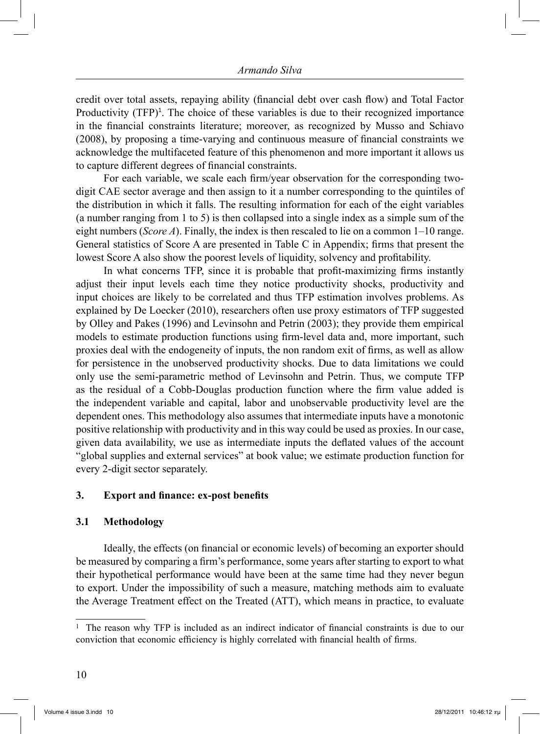credit over total assets, repaying ability (financial debt over cash flow) and Total Factor Productivity (TFP)[1]. The choice of these variables is due to their recognized importance in the financial constraints literature; moreover, as recognized by Musso and Schiavo (2008), by proposing a time-varying and continuous measure of financial constraints we acknowledge the multifaceted feature of this phenomenon and more important it allows us to capture different degrees of financial constraints.

For each variable, we scale each firm/year observation for the corresponding two-digit CAE sector average and then assign to it a number corresponding to the quintiles of the distribution in which it falls. The resulting information for each of the eight variables (a number ranging from 1 to 5) is then collapsed into a single index as a simple sum of the eight numbers (*Score A*). Finally, the index is then rescaled to lie on a common 1–10 range. General statistics of Score A are presented in Table C in Appendix; firms that present the lowest Score A also show the poorest levels of liquidity, solvency and profitability.

In what concerns TFP, since it is probable that profit-maximizing firms instantly adjust their input levels each time they notice productivity shocks, productivity and input choices are likely to be correlated and thus TFP estimation involves problems. As explained by De Loecker (2010), researchers often use proxy estimators of TFP suggested by Olley and Pakes (1996) and Levinsohn and Petrin (2003); they provide them empirical models to estimate production functions using firm-level data and, more important, such proxies deal with the endogeneity of inputs, the non random exit of firms, as well as allow for persistence in the unobserved productivity shocks. Due to data limitations we could only use the semi-parametric method of Levinsohn and Petrin. Thus, we compute TFP as the residual of a Cobb-Douglas production function where the firm value added is the independent variable and capital, labor and unobservable productivity level are the dependent ones. This methodology also assumes that intermediate inputs have a monotonic positive relationship with productivity and in this way could be used as proxies. In our case, given data availability, we use as intermediate inputs the deflated values of the account "global supplies and external services" at book value; we estimate production function for every 2-digit sector separately.

## 3. Export and finance: ex-post benefits

### 3.1 Methodology

Ideally, the effects (on financial or economic levels) of becoming an exporter should be measured by comparing a firm's performance, some years after starting to export to what their hypothetical performance would have been at the same time had they never begun to export. Under the impossibility of such a measure, matching methods aim to evaluate the Average Treatment effect on the Treated (ATT), which means in practice, to evaluate

---

[1] The reason why TFP is included as an indirect indicator of financial constraints is due to our conviction that economic efficiency is highly correlated with financial health of firms.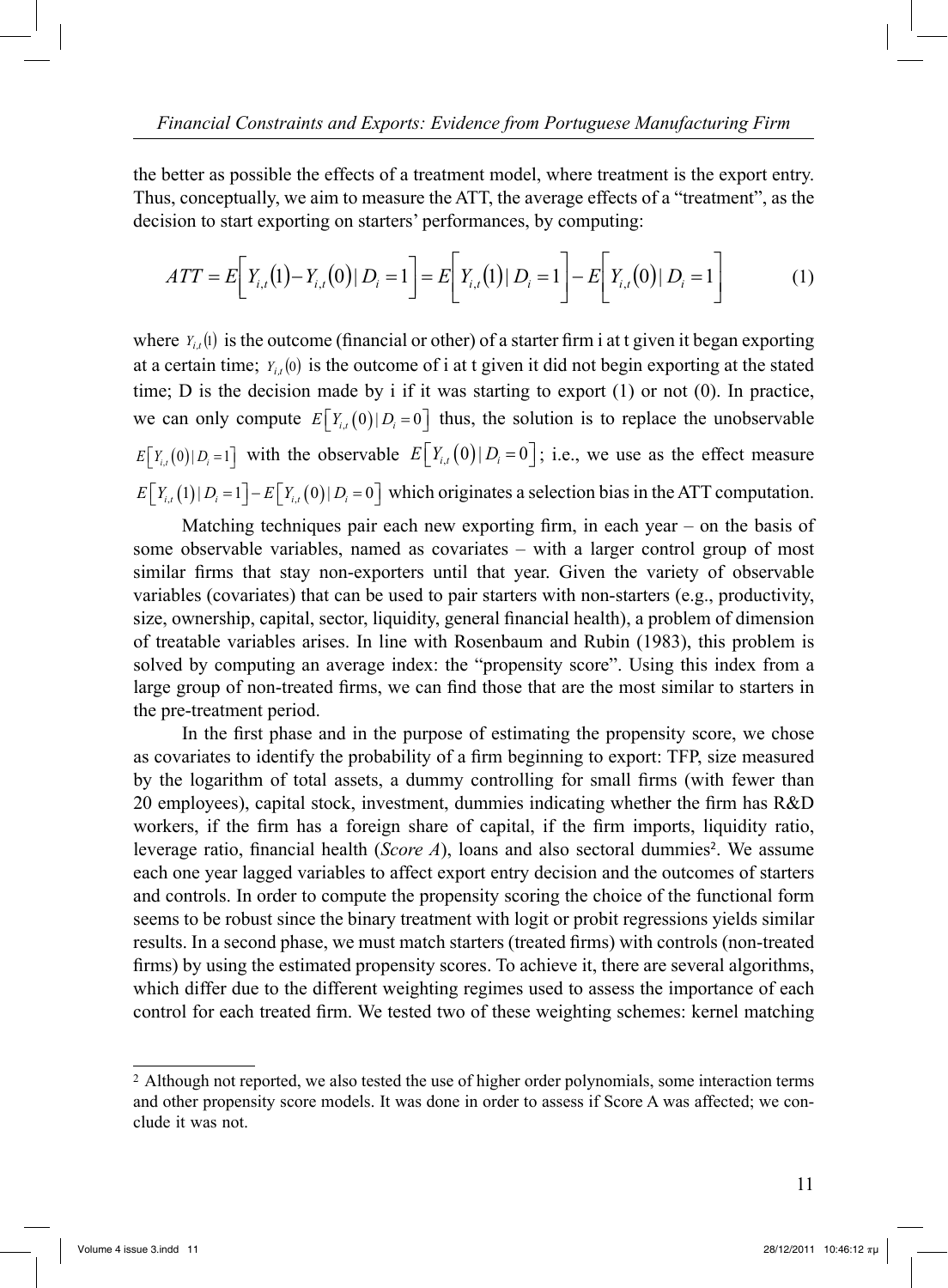the better as possible the effects of a treatment model, where treatment is the export entry. Thus, conceptually, we aim to measure the ATT, the average effects of a "treatment", as the decision to start exporting on starters' performances, by computing:

$$ATT = E\left[ Y_{i,t}(1) - Y_{i,t}(0) \mid D_i = 1 \right] = E\left[ Y_{i,t}(1) \mid D_i = 1 \right] - E\left[ Y_{i,t}(0) \mid D_i = 1 \right] \tag{1}$$

where $Y_{i,t}(1)$ is the outcome (financial or other) of a starter firm i at t given it began exporting at a certain time; $Y_{i,t}(0)$ is the outcome of i at t given it did not begin exporting at the stated time; D is the decision made by i if it was starting to export (1) or not (0). In practice, we can only compute $E\left[ Y_{i,t}(0) \mid D_i = 0 \right]$ thus, the solution is to replace the unobservable $E\left[ Y_{i,t}(0) \mid D_i = 1 \right]$ with the observable $E\left[ Y_{i,t}(0) \mid D_i = 0 \right]$; i.e., we use as the effect measure $E\left[ Y_{i,t}(1) \mid D_i = 1 \right] - E\left[ Y_{i,t}(0) \mid D_i = 0 \right]$ which originates a selection bias in the ATT computation.

Matching techniques pair each new exporting firm, in each year – on the basis of some observable variables, named as covariates – with a larger control group of most similar firms that stay non-exporters until that year. Given the variety of observable variables (covariates) that can be used to pair starters with non-starters (e.g., productivity, size, ownership, capital, sector, liquidity, general financial health), a problem of dimension of treatable variables arises. In line with Rosenbaum and Rubin (1983), this problem is solved by computing an average index: the "propensity score". Using this index from a large group of non-treated firms, we can find those that are the most similar to starters in the pre-treatment period.

In the first phase and in the purpose of estimating the propensity score, we chose as covariates to identify the probability of a firm beginning to export: TFP, size measured by the logarithm of total assets, a dummy controlling for small firms (with fewer than 20 employees), capital stock, investment, dummies indicating whether the firm has R&D workers, if the firm has a foreign share of capital, if the firm imports, liquidity ratio, leverage ratio, financial health (*Score A*), loans and also sectoral dummies[2]. We assume each one year lagged variables to affect export entry decision and the outcomes of starters and controls. In order to compute the propensity scoring the choice of the functional form seems to be robust since the binary treatment with logit or probit regressions yields similar results. In a second phase, we must match starters (treated firms) with controls (non-treated firms) by using the estimated propensity scores. To achieve it, there are several algorithms, which differ due to the different weighting regimes used to assess the importance of each control for each treated firm. We tested two of these weighting schemes: kernel matching

[2] Although not reported, we also tested the use of higher order polynomials, some interaction terms and other propensity score models. It was done in order to assess if Score A was affected; we conclude it was not.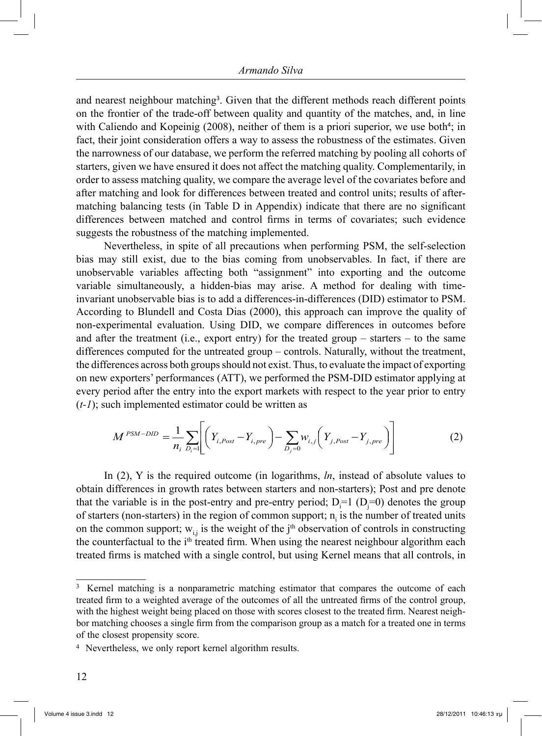and nearest neighbour matching[3]. Given that the different methods reach different points on the frontier of the trade-off between quality and quantity of the matches, and, in line with Caliendo and Kopeinig (2008), neither of them is a priori superior, we use both[4]; in fact, their joint consideration offers a way to assess the robustness of the estimates. Given the narrowness of our database, we perform the referred matching by pooling all cohorts of starters, given we have ensured it does not affect the matching quality. Complementarily, in order to assess matching quality, we compare the average level of the covariates before and after matching and look for differences between treated and control units; results of after-matching balancing tests (in Table D in Appendix) indicate that there are no significant differences between matched and control firms in terms of covariates; such evidence suggests the robustness of the matching implemented.

Nevertheless, in spite of all precautions when performing PSM, the self-selection bias may still exist, due to the bias coming from unobservables. In fact, if there are unobservable variables affecting both "assignment" into exporting and the outcome variable simultaneously, a hidden-bias may arise. A method for dealing with time-invariant unobservable bias is to add a differences-in-differences (DID) estimator to PSM. According to Blundell and Costa Dias (2000), this approach can improve the quality of non-experimental evaluation. Using DID, we compare differences in outcomes before and after the treatment (i.e., export entry) for the treated group – starters – to the same differences computed for the untreated group – controls. Naturally, without the treatment, the differences across both groups should not exist. Thus, to evaluate the impact of exporting on new exporters' performances (ATT), we performed the PSM-DID estimator applying at every period after the entry into the export markets with respect to the year prior to entry (*t-1*); such implemented estimator could be written as

$$M^{PSM-DID} = \frac{1}{n_i} \sum_{D_i=1} \left[ \left( Y_{i,Post} - Y_{i,pre} \right) - \sum_{D_j=0} w_{i,j} \left( Y_{j,Post} - Y_{j,pre} \right) \right] \tag{2}$$

In (2), Y is the required outcome (in logarithms, *ln*, instead of absolute values to obtain differences in growth rates between starters and non-starters); Post and pre denote that the variable is in the post-entry and pre-entry period; $D_i=1$ ($D_j=0$) denotes the group of starters (non-starters) in the region of common support; $n_i$ is the number of treated units on the common support; $w_{i,j}$ is the weight of the $j^{th}$ observation of controls in constructing the counterfactual to the $i^{th}$ treated firm. When using the nearest neighbour algorithm each treated firms is matched with a single control, but using Kernel means that all controls, in

---

[3] Kernel matching is a nonparametric matching estimator that compares the outcome of each treated firm to a weighted average of the outcomes of all the untreated firms of the control group, with the highest weight being placed on those with scores closest to the treated firm. Nearest neighbor matching chooses a single firm from the comparison group as a match for a treated one in terms of the closest propensity score.

[4] Nevertheless, we only report kernel algorithm results.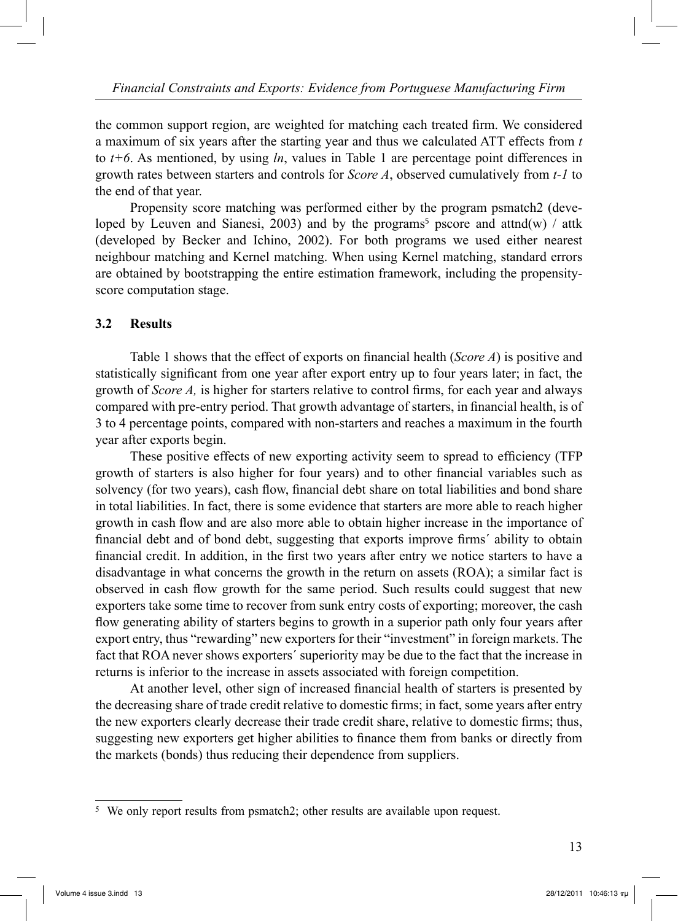the common support region, are weighted for matching each treated firm. We considered a maximum of six years after the starting year and thus we calculated ATT effects from *t* to *t+6*. As mentioned, by using *ln*, values in Table 1 are percentage point differences in growth rates between starters and controls for *Score A*, observed cumulatively from *t-1* to the end of that year.

Propensity score matching was performed either by the program psmatch2 (developed by Leuven and Sianesi, 2003) and by the programs[5] pscore and attnd(w) / attk (developed by Becker and Ichino, 2002). For both programs we used either nearest neighbour matching and Kernel matching. When using Kernel matching, standard errors are obtained by bootstrapping the entire estimation framework, including the propensity-score computation stage.

### 3.2 Results

Table 1 shows that the effect of exports on financial health (*Score A*) is positive and statistically significant from one year after export entry up to four years later; in fact, the growth of *Score A,* is higher for starters relative to control firms, for each year and always compared with pre-entry period. That growth advantage of starters, in financial health, is of 3 to 4 percentage points, compared with non-starters and reaches a maximum in the fourth year after exports begin.

These positive effects of new exporting activity seem to spread to efficiency (TFP growth of starters is also higher for four years) and to other financial variables such as solvency (for two years), cash flow, financial debt share on total liabilities and bond share in total liabilities. In fact, there is some evidence that starters are more able to reach higher growth in cash flow and are also more able to obtain higher increase in the importance of financial debt and of bond debt, suggesting that exports improve firms´ ability to obtain financial credit. In addition, in the first two years after entry we notice starters to have a disadvantage in what concerns the growth in the return on assets (ROA); a similar fact is observed in cash flow growth for the same period. Such results could suggest that new exporters take some time to recover from sunk entry costs of exporting; moreover, the cash flow generating ability of starters begins to growth in a superior path only four years after export entry, thus "rewarding" new exporters for their "investment" in foreign markets. The fact that ROA never shows exporters´ superiority may be due to the fact that the increase in returns is inferior to the increase in assets associated with foreign competition.

At another level, other sign of increased financial health of starters is presented by the decreasing share of trade credit relative to domestic firms; in fact, some years after entry the new exporters clearly decrease their trade credit share, relative to domestic firms; thus, suggesting new exporters get higher abilities to finance them from banks or directly from the markets (bonds) thus reducing their dependence from suppliers.

---

[5] We only report results from psmatch2; other results are available upon request.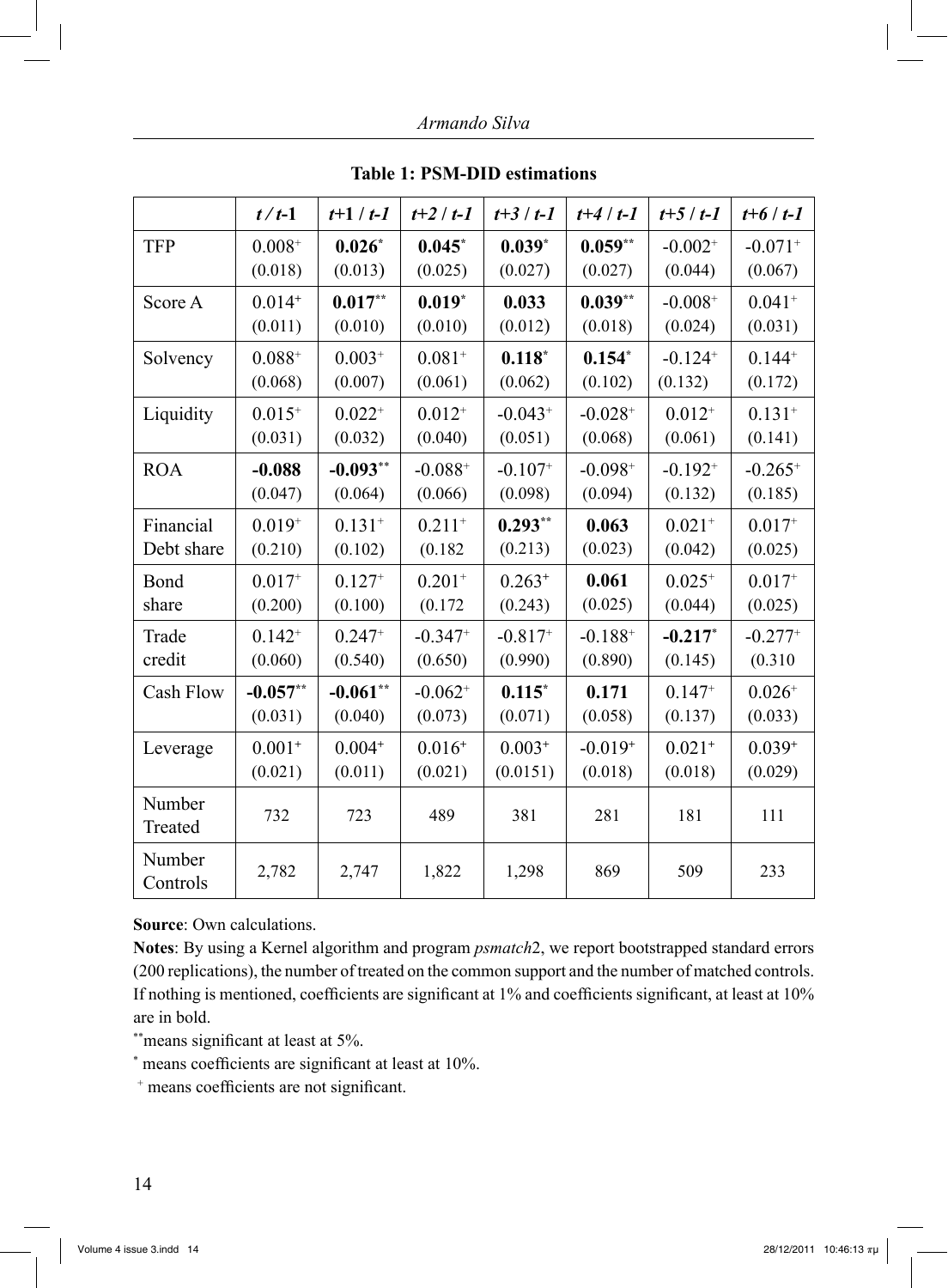**Table 1: PSM-DID estimations**

| | $t$ / $t$-1 | $t$+1 / $t$-1 | $t$+2 / $t$-1 | $t$+3 / $t$-1 | $t$+4 / $t$-1 | $t$+5 / $t$-1 | $t$+6 / $t$-1 |
|---|---|---|---|---|---|---|---|
| TFP | $0.008^{+}$ (0.018) | $\mathbf{0.026}^{*}$ (0.013) | $\mathbf{0.045}^{*}$ (0.025) | $\mathbf{0.039}^{*}$ (0.027) | $\mathbf{0.059}^{**}$ (0.027) | $-0.002^{+}$ (0.044) | $-0.071^{+}$ (0.067) |
| Score A | $0.014^{+}$ (0.011) | $\mathbf{0.017}^{**}$ (0.010) | $\mathbf{0.019}^{*}$ (0.010) | **0.033** (0.012) | $\mathbf{0.039}^{**}$ (0.018) | $-0.008^{+}$ (0.024) | $0.041^{+}$ (0.031) |
| Solvency | $0.088^{+}$ (0.068) | $0.003^{+}$ (0.007) | $0.081^{+}$ (0.061) | $\mathbf{0.118}^{*}$ (0.062) | $\mathbf{0.154}^{*}$ (0.102) | $-0.124^{+}$ (0.132) | $0.144^{+}$ (0.172) |
| Liquidity | $0.015^{+}$ (0.031) | $0.022^{+}$ (0.032) | $0.012^{+}$ (0.040) | $-0.043^{+}$ (0.051) | $-0.028^{+}$ (0.068) | $0.012^{+}$ (0.061) | $0.131^{+}$ (0.141) |
| ROA | **-0.088** (0.047) | $\mathbf{-0.093}^{**}$ (0.064) | $-0.088^{+}$ (0.066) | $-0.107^{+}$ (0.098) | $-0.098^{+}$ (0.094) | $-0.192^{+}$ (0.132) | $-0.265^{+}$ (0.185) |
| Financial Debt share | $0.019^{+}$ (0.210) | $0.131^{+}$ (0.102) | $0.211^{+}$ (0.182 | $\mathbf{0.293}^{**}$ (0.213) | **0.063** (0.023) | $0.021^{+}$ (0.042) | $0.017^{+}$ (0.025) |
| Bond share | $0.017^{+}$ (0.200) | $0.127^{+}$ (0.100) | $0.201^{+}$ (0.172 | $0.263^{+}$ (0.243) | **0.061** (0.025) | $0.025^{+}$ (0.044) | $0.017^{+}$ (0.025) |
| Trade credit | $0.142^{+}$ (0.060) | $0.247^{+}$ (0.540) | $-0.347^{+}$ (0.650) | $-0.817^{+}$ (0.990) | $-0.188^{+}$ (0.890) | $\mathbf{-0.217}^{*}$ (0.145) | $-0.277^{+}$ (0.310 |
| Cash Flow | $\mathbf{-0.057}^{**}$ (0.031) | $\mathbf{-0.061}^{**}$ (0.040) | $-0.062^{+}$ (0.073) | $\mathbf{0.115}^{*}$ (0.071) | **0.171** (0.058) | $0.147^{+}$ (0.137) | $0.026^{+}$ (0.033) |
| Leverage | $0.001^{+}$ (0.021) | $0.004^{+}$ (0.011) | $0.016^{+}$ (0.021) | $0.003^{+}$ (0.0151) | $-0.019^{+}$ (0.018) | $0.021^{+}$ (0.018) | $0.039^{+}$ (0.029) |
| Number Treated | 732 | 723 | 489 | 381 | 281 | 181 | 111 |
| Number Controls | 2,782 | 2,747 | 1,822 | 1,298 | 869 | 509 | 233 |

**Source**: Own calculations.

**Notes**: By using a Kernel algorithm and program *psmatch*2, we report bootstrapped standard errors (200 replications), the number of treated on the common support and the number of matched controls. If nothing is mentioned, coefficients are significant at 1% and coefficients significant, at least at 10% are in bold.

$^{**}$means significant at least at 5%.

$^{*}$ means coefficients are significant at least at 10%.

$^{+}$ means coefficients are not significant.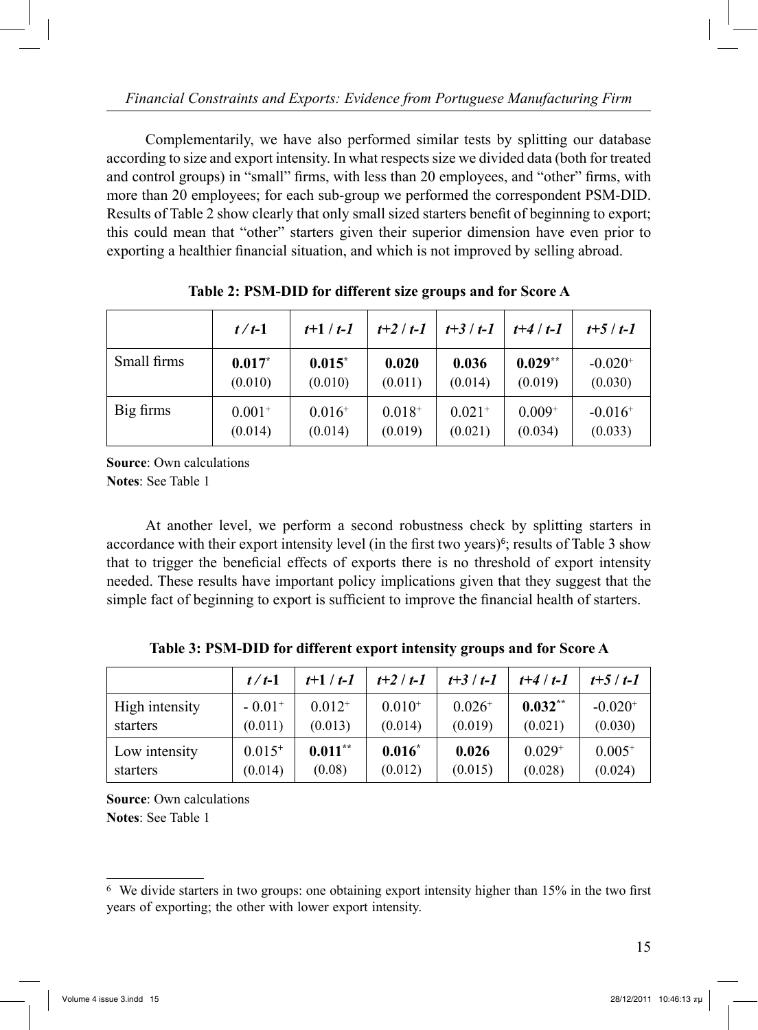Complementarily, we have also performed similar tests by splitting our database according to size and export intensity. In what respects size we divided data (both for treated and control groups) in "small" firms, with less than 20 employees, and "other" firms, with more than 20 employees; for each sub-group we performed the correspondent PSM-DID. Results of Table 2 show clearly that only small sized starters benefit of beginning to export; this could mean that "other" starters given their superior dimension have even prior to exporting a healthier financial situation, and which is not improved by selling abroad.

**Table 2: PSM-DID for different size groups and for Score A**

| | *t / t*-1 | *t*+1 / *t-1* | *t+2* / *t-1* | *t+3* / *t-1* | *t+4* / *t-1* | *t+5* / *t-1* |
|---|---|---|---|---|---|---|
| Small firms | **0.017**$^{*}$ (0.010) | **0.015**$^{*}$ (0.010) | **0.020** (0.011) | **0.036** (0.014) | **0.029**$^{**}$ (0.019) | -0.020$^{+}$ (0.030) |
| Big firms | 0.001$^{+}$ (0.014) | 0.016$^{+}$ (0.014) | 0.018$^{+}$ (0.019) | 0.021$^{+}$ (0.021) | 0.009$^{+}$ (0.034) | -0.016$^{+}$ (0.033) |

**Source**: Own calculations
**Notes**: See Table 1

At another level, we perform a second robustness check by splitting starters in accordance with their export intensity level (in the first two years)[6]; results of Table 3 show that to trigger the beneficial effects of exports there is no threshold of export intensity needed. These results have important policy implications given that they suggest that the simple fact of beginning to export is sufficient to improve the financial health of starters.

**Table 3: PSM-DID for different export intensity groups and for Score A**

| | *t / t*-1 | *t*+1 / *t-1* | *t+2* / *t-1* | *t+3* / *t-1* | *t+4* / *t-1* | *t+5* / *t-1* |
|---|---|---|---|---|---|---|
| High intensity starters | - 0.01$^{+}$ (0.011) | 0.012$^{+}$ (0.013) | 0.010$^{+}$ (0.014) | 0.026$^{+}$ (0.019) | **0.032**$^{**}$ (0.021) | -0.020$^{+}$ (0.030) |
| Low intensity starters | 0.015$^{+}$ (0.014) | **0.011**$^{**}$ (0.08) | **0.016**$^{*}$ (0.012) | **0.026** (0.015) | 0.029$^{+}$ (0.028) | 0.005$^{+}$ (0.024) |

**Source**: Own calculations
**Notes**: See Table 1

---

[6] We divide starters in two groups: one obtaining export intensity higher than 15% in the two first years of exporting; the other with lower export intensity.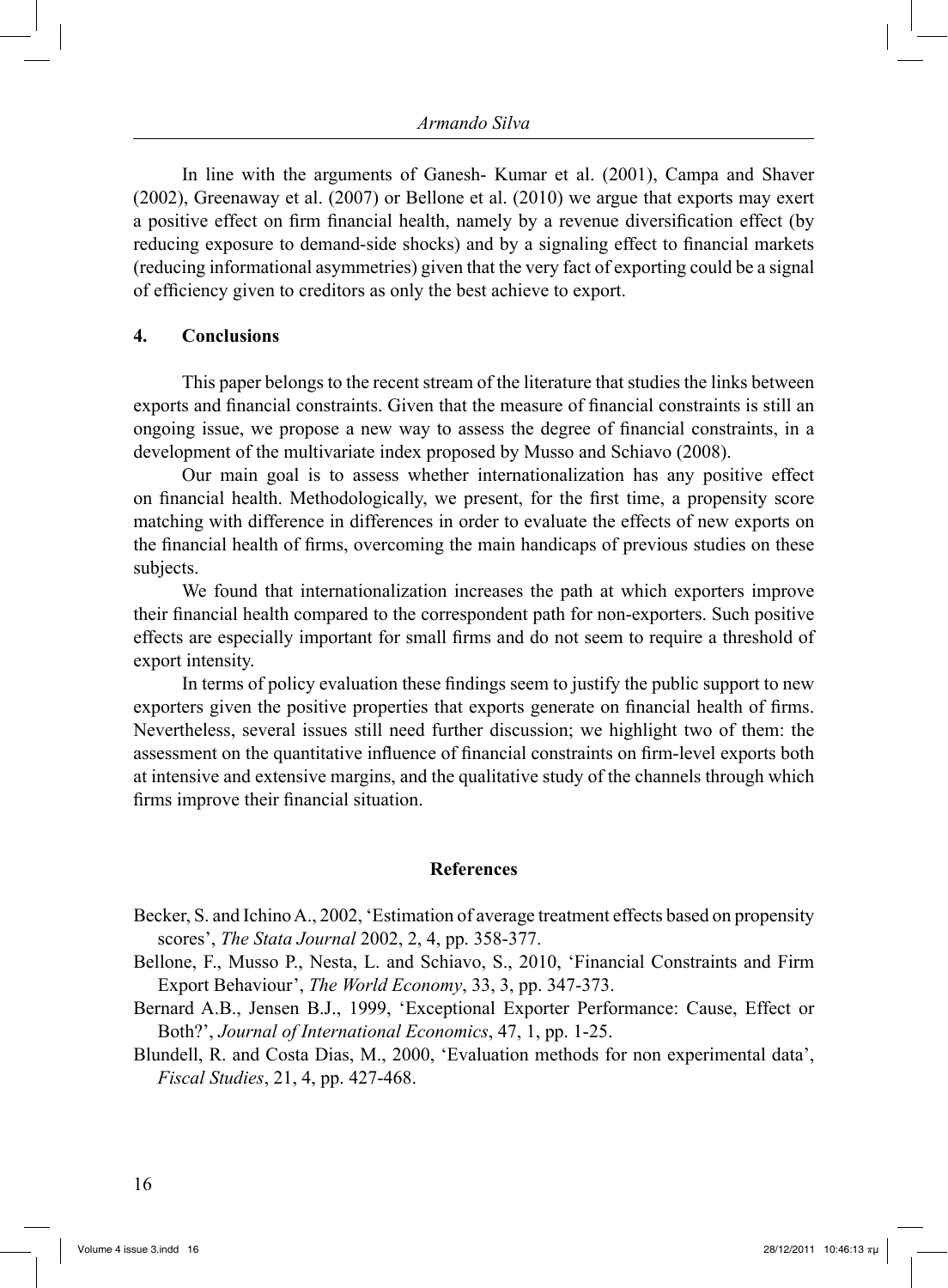In line with the arguments of Ganesh- Kumar et al. (2001), Campa and Shaver (2002), Greenaway et al. (2007) or Bellone et al. (2010) we argue that exports may exert a positive effect on firm financial health, namely by a revenue diversification effect (by reducing exposure to demand-side shocks) and by a signaling effect to financial markets (reducing informational asymmetries) given that the very fact of exporting could be a signal of efficiency given to creditors as only the best achieve to export.

## 4. Conclusions

This paper belongs to the recent stream of the literature that studies the links between exports and financial constraints. Given that the measure of financial constraints is still an ongoing issue, we propose a new way to assess the degree of financial constraints, in a development of the multivariate index proposed by Musso and Schiavo (2008).

Our main goal is to assess whether internationalization has any positive effect on financial health. Methodologically, we present, for the first time, a propensity score matching with difference in differences in order to evaluate the effects of new exports on the financial health of firms, overcoming the main handicaps of previous studies on these subjects.

We found that internationalization increases the path at which exporters improve their financial health compared to the correspondent path for non-exporters. Such positive effects are especially important for small firms and do not seem to require a threshold of export intensity.

In terms of policy evaluation these findings seem to justify the public support to new exporters given the positive properties that exports generate on financial health of firms. Nevertheless, several issues still need further discussion; we highlight two of them: the assessment on the quantitative influence of financial constraints on firm-level exports both at intensive and extensive margins, and the qualitative study of the channels through which firms improve their financial situation.

## References

Becker, S. and Ichino A., 2002, 'Estimation of average treatment effects based on propensity scores', *The Stata Journal* 2002, 2, 4, pp. 358-377.

Bellone, F., Musso P., Nesta, L. and Schiavo, S., 2010, 'Financial Constraints and Firm Export Behaviour', *The World Economy*, 33, 3, pp. 347-373.

Bernard A.B., Jensen B.J., 1999, 'Exceptional Exporter Performance: Cause, Effect or Both?', *Journal of International Economics*, 47, 1, pp. 1-25.

Blundell, R. and Costa Dias, M., 2000, 'Evaluation methods for non experimental data', *Fiscal Studies*, 21, 4, pp. 427-468.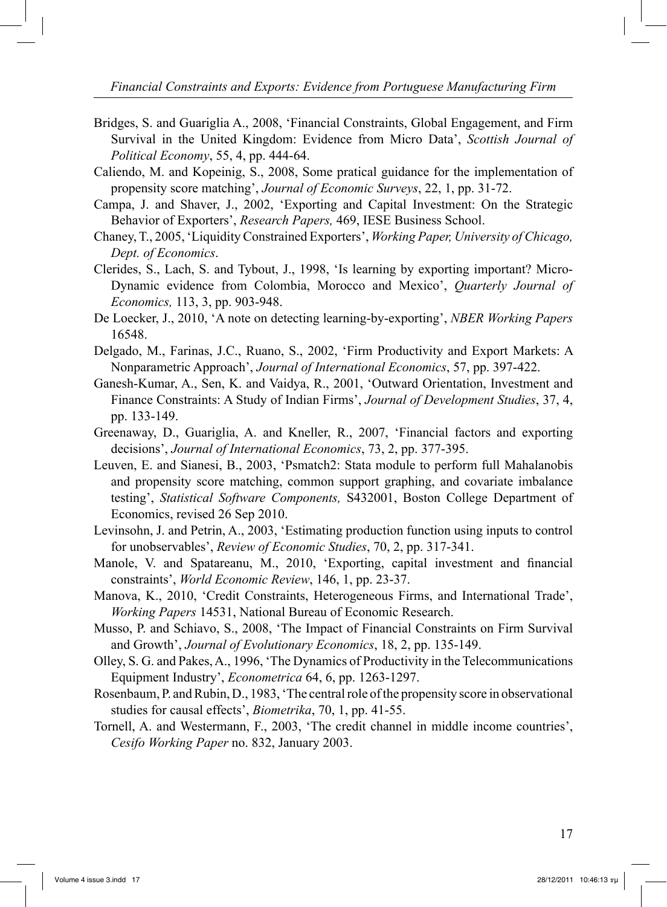Bridges, S. and Guariglia A., 2008, 'Financial Constraints, Global Engagement, and Firm Survival in the United Kingdom: Evidence from Micro Data', *Scottish Journal of Political Economy*, 55, 4, pp. 444-64.

Caliendo, M. and Kopeinig, S., 2008, Some pratical guidance for the implementation of propensity score matching', *Journal of Economic Surveys*, 22, 1, pp. 31-72.

Campa, J. and Shaver, J., 2002, 'Exporting and Capital Investment: On the Strategic Behavior of Exporters', *Research Papers,* 469, IESE Business School.

Chaney, T., 2005, 'Liquidity Constrained Exporters', *Working Paper, University of Chicago, Dept. of Economics*.

Clerides, S., Lach, S. and Tybout, J., 1998, 'Is learning by exporting important? Micro-Dynamic evidence from Colombia, Morocco and Mexico', *Quarterly Journal of Economics,* 113, 3, pp. 903-948.

De Loecker, J., 2010, 'A note on detecting learning-by-exporting', *NBER Working Papers* 16548.

Delgado, M., Farinas, J.C., Ruano, S., 2002, 'Firm Productivity and Export Markets: A Nonparametric Approach', *Journal of International Economics*, 57, pp. 397-422.

Ganesh-Kumar, A., Sen, K. and Vaidya, R., 2001, 'Outward Orientation, Investment and Finance Constraints: A Study of Indian Firms', *Journal of Development Studies*, 37, 4, pp. 133-149.

Greenaway, D., Guariglia, A. and Kneller, R., 2007, 'Financial factors and exporting decisions', *Journal of International Economics*, 73, 2, pp. 377-395.

Leuven, E. and Sianesi, B., 2003, 'Psmatch2: Stata module to perform full Mahalanobis and propensity score matching, common support graphing, and covariate imbalance testing', *Statistical Software Components,* S432001, Boston College Department of Economics, revised 26 Sep 2010.

Levinsohn, J. and Petrin, A., 2003, 'Estimating production function using inputs to control for unobservables', *Review of Economic Studies*, 70, 2, pp. 317-341.

Manole, V. and Spatareanu, M., 2010, 'Exporting, capital investment and financial constraints', *World Economic Review*, 146, 1, pp. 23-37.

Manova, K., 2010, 'Credit Constraints, Heterogeneous Firms, and International Trade', *Working Papers* 14531, National Bureau of Economic Research.

Musso, P. and Schiavo, S., 2008, 'The Impact of Financial Constraints on Firm Survival and Growth', *Journal of Evolutionary Economics*, 18, 2, pp. 135-149.

Olley, S. G. and Pakes, A., 1996, 'The Dynamics of Productivity in the Telecommunications Equipment Industry', *Econometrica* 64, 6, pp. 1263-1297.

Rosenbaum, P. and Rubin, D., 1983, 'The central role of the propensity score in observational studies for causal effects', *Biometrika*, 70, 1, pp. 41-55.

Tornell, A. and Westermann, F., 2003, 'The credit channel in middle income countries', *Cesifo Working Paper* no. 832, January 2003.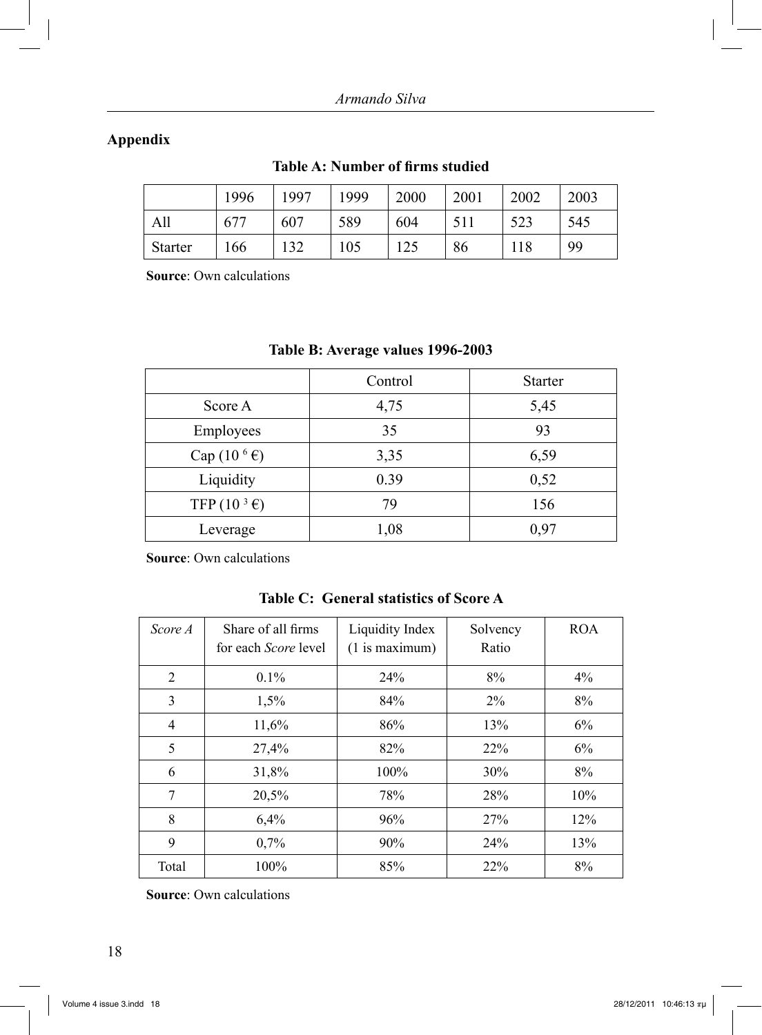## Appendix

**Table A: Number of firms studied**

| | 1996 | 1997 | 1999 | 2000 | 2001 | 2002 | 2003 |
|---|---|---|---|---|---|---|---|
| All | 677 | 607 | 589 | 604 | 511 | 523 | 545 |
| Starter | 166 | 132 | 105 | 125 | 86 | 118 | 99 |

**Source**: Own calculations

**Table B: Average values 1996-2003**

| | Control | Starter |
|---|---|---|
| Score A | 4,75 | 5,45 |
| Employees | 35 | 93 |
| Cap ($10^6$ €) | 3,35 | 6,59 |
| Liquidity | 0.39 | 0,52 |
| TFP ($10^3$ €) | 79 | 156 |
| Leverage | 1,08 | 0,97 |

**Source**: Own calculations

**Table C: General statistics of Score A**

| *Score A* | Share of all firms for each *Score* level | Liquidity Index (1 is maximum) | Solvency Ratio | ROA |
|---|---|---|---|---|
| 2 | 0.1% | 24% | 8% | 4% |
| 3 | 1,5% | 84% | 2% | 8% |
| 4 | 11,6% | 86% | 13% | 6% |
| 5 | 27,4% | 82% | 22% | 6% |
| 6 | 31,8% | 100% | 30% | 8% |
| 7 | 20,5% | 78% | 28% | 10% |
| 8 | 6,4% | 96% | 27% | 12% |
| 9 | 0,7% | 90% | 24% | 13% |
| Total | 100% | 85% | 22% | 8% |

**Source**: Own calculations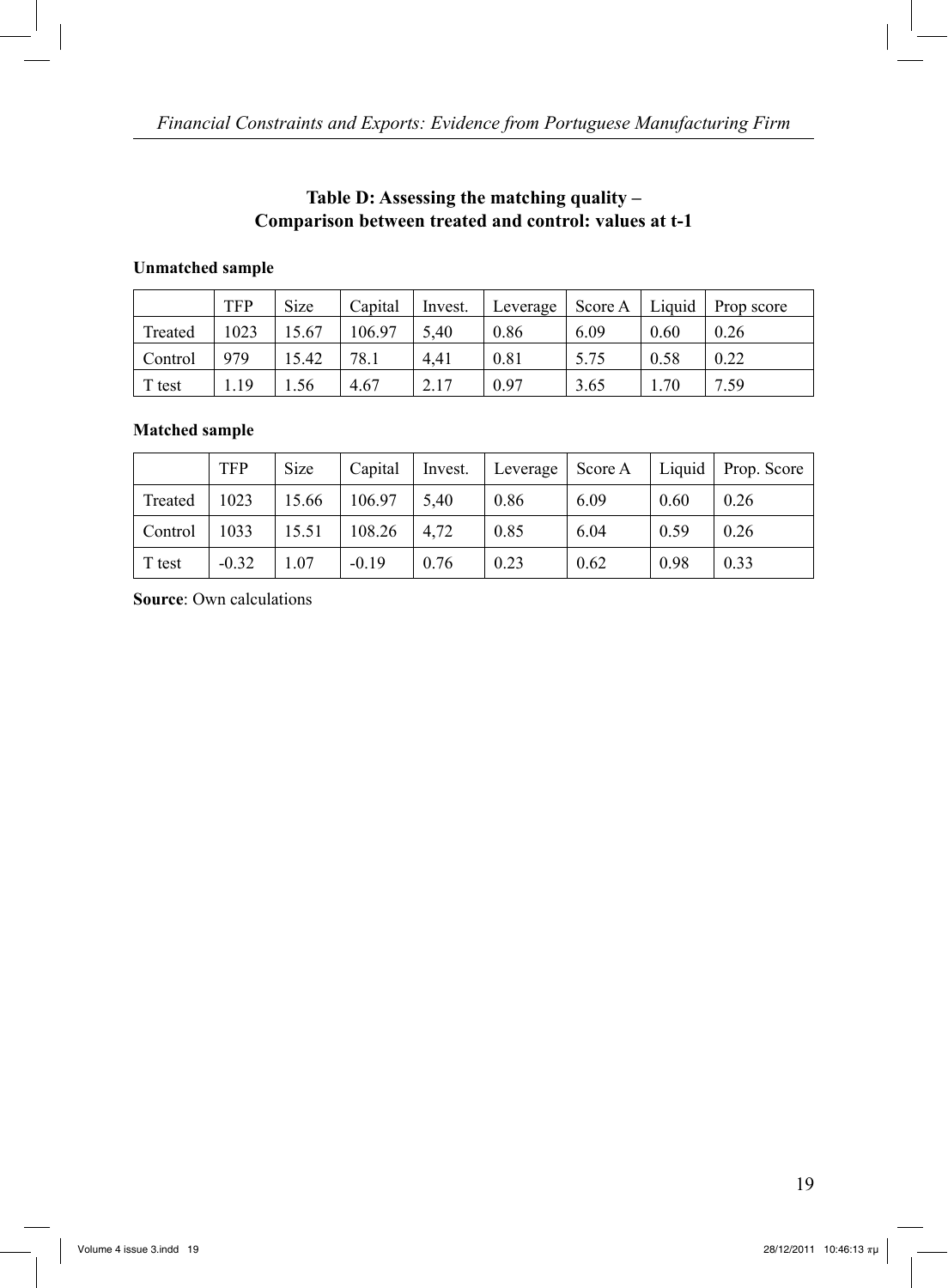**Table D: Assessing the matching quality – Comparison between treated and control: values at t-1**

**Unmatched sample**

| | TFP | Size | Capital | Invest. | Leverage | Score A | Liquid | Prop score |
|---|---|---|---|---|---|---|---|---|
| Treated | 1023 | 15.67 | 106.97 | 5,40 | 0.86 | 6.09 | 0.60 | 0.26 |
| Control | 979 | 15.42 | 78.1 | 4,41 | 0.81 | 5.75 | 0.58 | 0.22 |
| T test | 1.19 | 1.56 | 4.67 | 2.17 | 0.97 | 3.65 | 1.70 | 7.59 |

**Matched sample**

| | TFP | Size | Capital | Invest. | Leverage | Score A | Liquid | Prop. Score |
|---|---|---|---|---|---|---|---|---|
| Treated | 1023 | 15.66 | 106.97 | 5,40 | 0.86 | 6.09 | 0.60 | 0.26 |
| Control | 1033 | 15.51 | 108.26 | 4,72 | 0.85 | 6.04 | 0.59 | 0.26 |
| T test | -0.32 | 1.07 | -0.19 | 0.76 | 0.23 | 0.62 | 0.98 | 0.33 |

**Source**: Own calculations